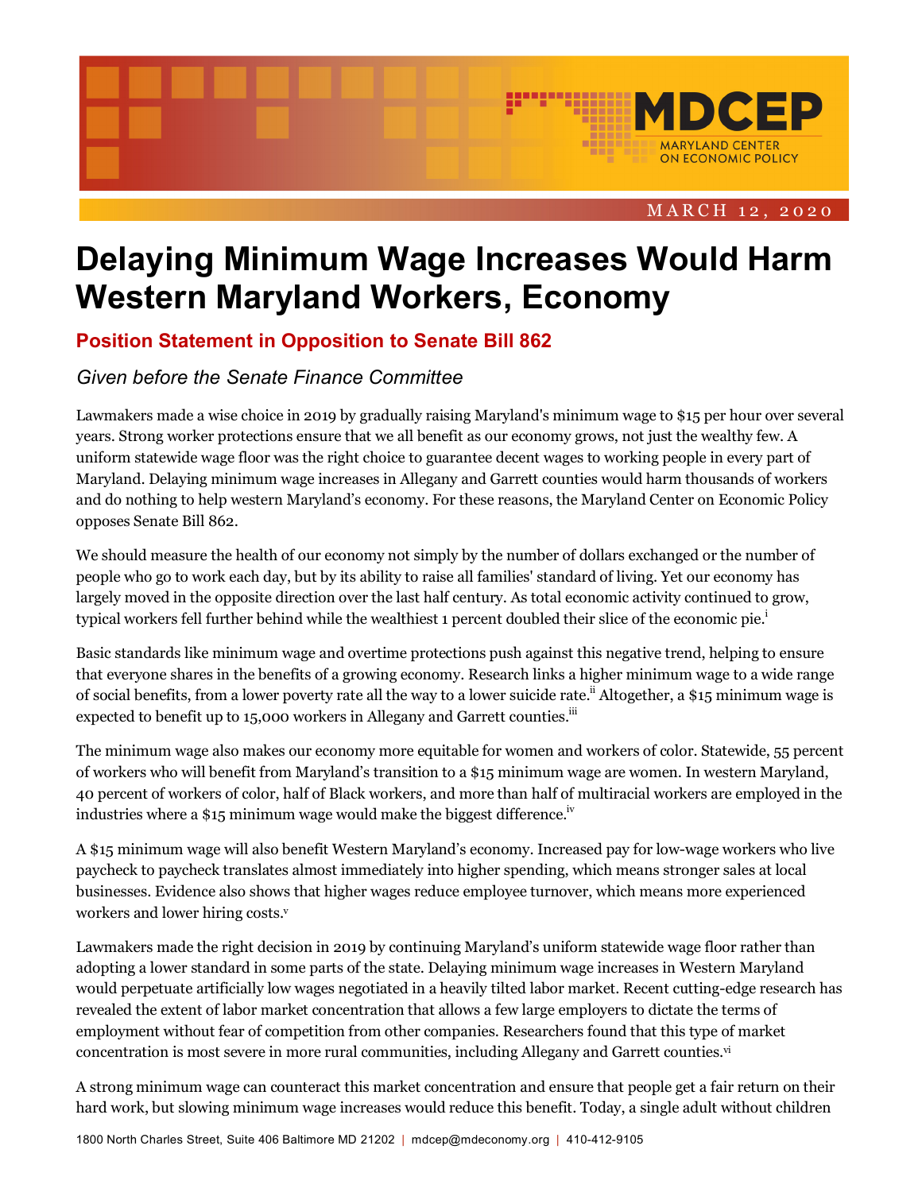MARYLAND CENTER ON ECONOMIC POLICY

MARCH 12, 2020

# Delaying Minimum Wage Increases Would Harm Western Maryland Workers, Economy

## Position Statement in Opposition to Senate Bill 862

*Given before the Senate Finance Committee*

Lawmakers made a wise choice in 2019 by gradually raising Maryland's minimum wage to $15 per hour over several years. Strong worker protections ensure that we all benefit as our economy grows, not just the wealthy few. A uniform statewide wage floor was the right choice to guarantee decent wages to working people in every part of Maryland. Delaying minimum wage increases in Allegany and Garrett counties would harm thousands of workers and do nothing to help western Maryland's economy. For these reasons, the Maryland Center on Economic Policy opposes Senate Bill 862.

We should measure the health of our economy not simply by the number of dollars exchanged or the number of people who go to work each day, but by its ability to raise all families' standard of living. Yet our economy has largely moved in the opposite direction over the last half century. As total economic activity continued to grow, typical workers fell further behind while the wealthiest 1 percent doubled their slice of the economic pie.[i]

Basic standards like minimum wage and overtime protections push against this negative trend, helping to ensure that everyone shares in the benefits of a growing economy. Research links a higher minimum wage to a wide range of social benefits, from a lower poverty rate all the way to a lower suicide rate.[ii] Altogether, a $15 minimum wage is expected to benefit up to 15,000 workers in Allegany and Garrett counties.[iii]

The minimum wage also makes our economy more equitable for women and workers of color. Statewide, 55 percent of workers who will benefit from Maryland's transition to a $15 minimum wage are women. In western Maryland, 40 percent of workers of color, half of Black workers, and more than half of multiracial workers are employed in the industries where a $15 minimum wage would make the biggest difference.[iv]

A $15 minimum wage will also benefit Western Maryland's economy. Increased pay for low-wage workers who live paycheck to paycheck translates almost immediately into higher spending, which means stronger sales at local businesses. Evidence also shows that higher wages reduce employee turnover, which means more experienced workers and lower hiring costs.[v]

Lawmakers made the right decision in 2019 by continuing Maryland's uniform statewide wage floor rather than adopting a lower standard in some parts of the state. Delaying minimum wage increases in Western Maryland would perpetuate artificially low wages negotiated in a heavily tilted labor market. Recent cutting-edge research has revealed the extent of labor market concentration that allows a few large employers to dictate the terms of employment without fear of competition from other companies. Researchers found that this type of market concentration is most severe in more rural communities, including Allegany and Garrett counties.[vi]

A strong minimum wage can counteract this market concentration and ensure that people get a fair return on their hard work, but slowing minimum wage increases would reduce this benefit. Today, a single adult without children

1800 North Charles Street, Suite 406 Baltimore MD 21202 | mdcep@mdeconomy.org | 410-412-9105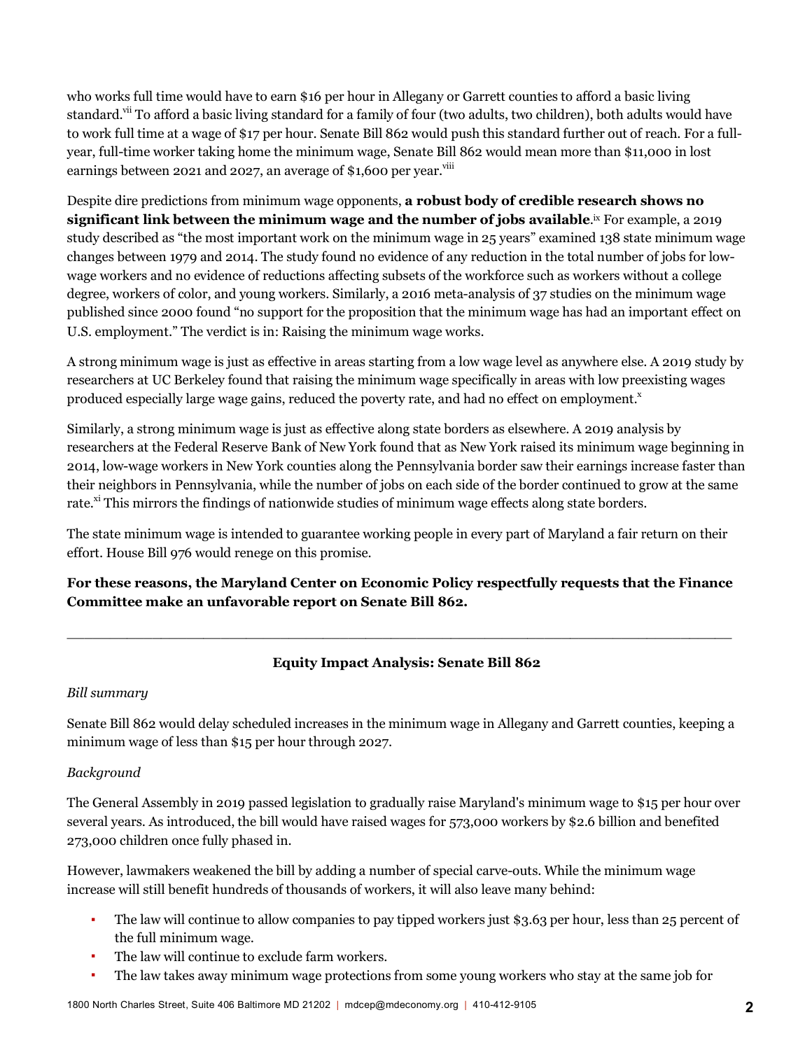who works full time would have to earn $16 per hour in Allegany or Garrett counties to afford a basic living standard.[vii] To afford a basic living standard for a family of four (two adults, two children), both adults would have to work full time at a wage of $17 per hour. Senate Bill 862 would push this standard further out of reach. For a full-year, full-time worker taking home the minimum wage, Senate Bill 862 would mean more than $11,000 in lost earnings between 2021 and 2027, an average of $1,600 per year.[viii]

Despite dire predictions from minimum wage opponents, **a robust body of credible research shows no significant link between the minimum wage and the number of jobs available**.[ix] For example, a 2019 study described as "the most important work on the minimum wage in 25 years" examined 138 state minimum wage changes between 1979 and 2014. The study found no evidence of any reduction in the total number of jobs for low-wage workers and no evidence of reductions affecting subsets of the workforce such as workers without a college degree, workers of color, and young workers. Similarly, a 2016 meta-analysis of 37 studies on the minimum wage published since 2000 found "no support for the proposition that the minimum wage has had an important effect on U.S. employment." The verdict is in: Raising the minimum wage works.

A strong minimum wage is just as effective in areas starting from a low wage level as anywhere else. A 2019 study by researchers at UC Berkeley found that raising the minimum wage specifically in areas with low preexisting wages produced especially large wage gains, reduced the poverty rate, and had no effect on employment.[x]

Similarly, a strong minimum wage is just as effective along state borders as elsewhere. A 2019 analysis by researchers at the Federal Reserve Bank of New York found that as New York raised its minimum wage beginning in 2014, low-wage workers in New York counties along the Pennsylvania border saw their earnings increase faster than their neighbors in Pennsylvania, while the number of jobs on each side of the border continued to grow at the same rate.[xi] This mirrors the findings of nationwide studies of minimum wage effects along state borders.

The state minimum wage is intended to guarantee working people in every part of Maryland a fair return on their effort. House Bill 976 would renege on this promise.

**For these reasons, the Maryland Center on Economic Policy respectfully requests that the Finance Committee make an unfavorable report on Senate Bill 862.**

---

**Equity Impact Analysis: Senate Bill 862**

*Bill summary*

Senate Bill 862 would delay scheduled increases in the minimum wage in Allegany and Garrett counties, keeping a minimum wage of less than $15 per hour through 2027.

*Background*

The General Assembly in 2019 passed legislation to gradually raise Maryland's minimum wage to $15 per hour over several years. As introduced, the bill would have raised wages for 573,000 workers by $2.6 billion and benefited 273,000 children once fully phased in.

However, lawmakers weakened the bill by adding a number of special carve-outs. While the minimum wage increase will still benefit hundreds of thousands of workers, it will also leave many behind:

- The law will continue to allow companies to pay tipped workers just $3.63 per hour, less than 25 percent of the full minimum wage.
- The law will continue to exclude farm workers.
- The law takes away minimum wage protections from some young workers who stay at the same job for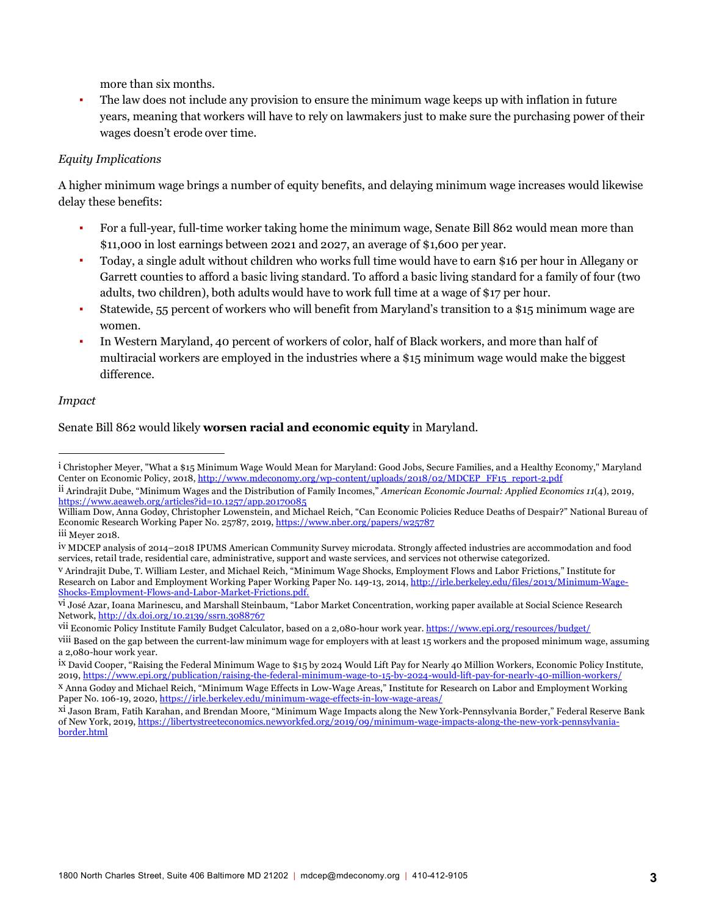more than six months.

- The law does not include any provision to ensure the minimum wage keeps up with inflation in future years, meaning that workers will have to rely on lawmakers just to make sure the purchasing power of their wages doesn't erode over time.

*Equity Implications*

A higher minimum wage brings a number of equity benefits, and delaying minimum wage increases would likewise delay these benefits:

- For a full-year, full-time worker taking home the minimum wage, Senate Bill 862 would mean more than $11,000 in lost earnings between 2021 and 2027, an average of $1,600 per year.
- Today, a single adult without children who works full time would have to earn $16 per hour in Allegany or Garrett counties to afford a basic living standard. To afford a basic living standard for a family of four (two adults, two children), both adults would have to work full time at a wage of $17 per hour.
- Statewide, 55 percent of workers who will benefit from Maryland's transition to a $15 minimum wage are women.
- In Western Maryland, 40 percent of workers of color, half of Black workers, and more than half of multiracial workers are employed in the industries where a $15 minimum wage would make the biggest difference.

*Impact*

Senate Bill 862 would likely **worsen racial and economic equity** in Maryland.

---

[i] Christopher Meyer, "What a $15 Minimum Wage Would Mean for Maryland: Good Jobs, Secure Families, and a Healthy Economy," Maryland Center on Economic Policy, 2018, http://www.mdeconomy.org/wp-content/uploads/2018/02/MDCEP_FF15_report-2.pdf

[ii] Arindrajit Dube, "Minimum Wages and the Distribution of Family Incomes," *American Economic Journal: Applied Economics 11*(4), 2019, https://www.aeaweb.org/articles?id=10.1257/app.20170085

William Dow, Anna Godøy, Christopher Lowenstein, and Michael Reich, "Can Economic Policies Reduce Deaths of Despair?" National Bureau of Economic Research Working Paper No. 25787, 2019, https://www.nber.org/papers/w25787

[iii] Meyer 2018.

[iv] MDCEP analysis of 2014–2018 IPUMS American Community Survey microdata. Strongly affected industries are accommodation and food services, retail trade, residential care, administrative, support and waste services, and services not otherwise categorized.

[v] Arindrajit Dube, T. William Lester, and Michael Reich, "Minimum Wage Shocks, Employment Flows and Labor Frictions," Institute for Research on Labor and Employment Working Paper Working Paper No. 149-13, 2014, http://irle.berkeley.edu/files/2013/Minimum-Wage-Shocks-Employment-Flows-and-Labor-Market-Frictions.pdf.

[vi] José Azar, Ioana Marinescu, and Marshall Steinbaum, "Labor Market Concentration, working paper available at Social Science Research Network, http://dx.doi.org/10.2139/ssrn.3088767

[vii] Economic Policy Institute Family Budget Calculator, based on a 2,080-hour work year. https://www.epi.org/resources/budget/

[viii] Based on the gap between the current-law minimum wage for employers with at least 15 workers and the proposed minimum wage, assuming a 2,080-hour work year.

[ix] David Cooper, "Raising the Federal Minimum Wage to $15 by 2024 Would Lift Pay for Nearly 40 Million Workers, Economic Policy Institute, 2019, https://www.epi.org/publication/raising-the-federal-minimum-wage-to-15-by-2024-would-lift-pay-for-nearly-40-million-workers/

[x] Anna Godøy and Michael Reich, "Minimum Wage Effects in Low-Wage Areas," Institute for Research on Labor and Employment Working Paper No. 106-19, 2020, https://irle.berkeley.edu/minimum-wage-effects-in-low-wage-areas/

[xi] Jason Bram, Fatih Karahan, and Brendan Moore, "Minimum Wage Impacts along the New York-Pennsylvania Border," Federal Reserve Bank of New York, 2019, https://libertystreeteconomics.newyorkfed.org/2019/09/minimum-wage-impacts-along-the-new-york-pennsylvania-border.html